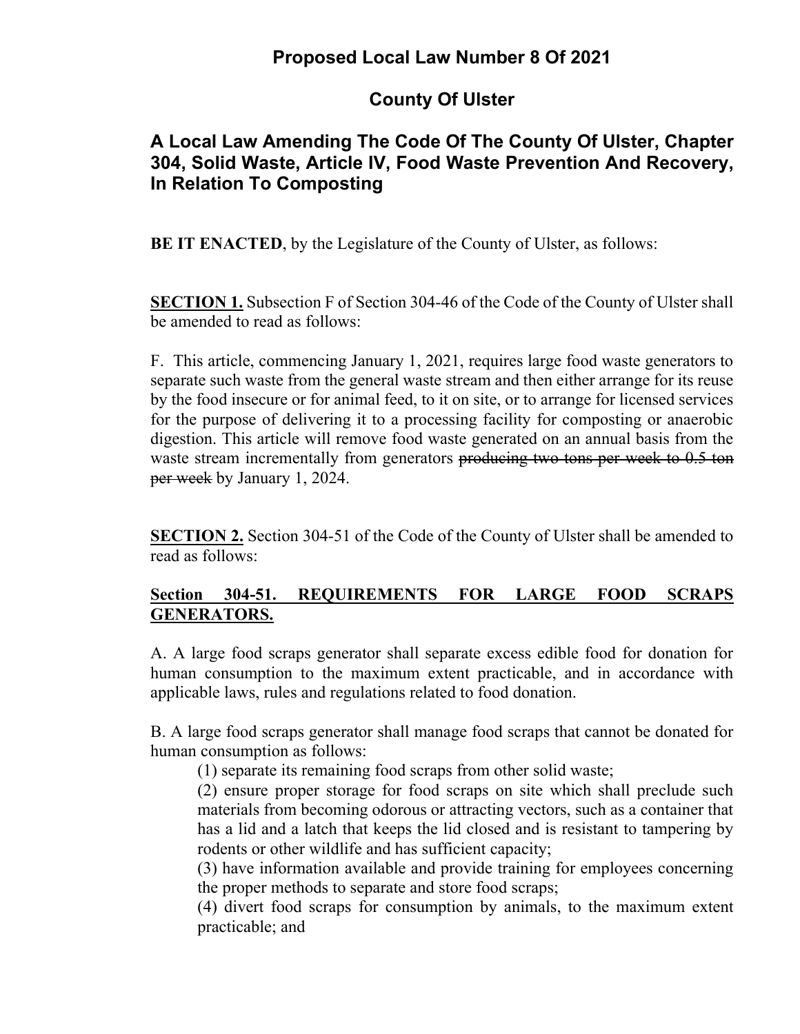# Proposed Local Law Number 8 Of 2021

# County Of Ulster

## A Local Law Amending The Code Of The County Of Ulster, Chapter 304, Solid Waste, Article IV, Food Waste Prevention And Recovery, In Relation To Composting

**BE IT ENACTED**, by the Legislature of the County of Ulster, as follows:

**<u>SECTION 1.</u>** Subsection F of Section 304-46 of the Code of the County of Ulster shall be amended to read as follows:

F. This article, commencing January 1, 2021, requires large food waste generators to separate such waste from the general waste stream and then either arrange for its reuse by the food insecure or for animal feed, to it on site, or to arrange for licensed services for the purpose of delivering it to a processing facility for composting or anaerobic digestion. This article will remove food waste generated on an annual basis from the waste stream incrementally from generators ~~producing two tons per week to 0.5 ton per week~~ by January 1, 2024.

**<u>SECTION 2.</u>** Section 304-51 of the Code of the County of Ulster shall be amended to read as follows:

**<u>Section 304-51. REQUIREMENTS FOR LARGE FOOD SCRAPS GENERATORS.</u>**

A. A large food scraps generator shall separate excess edible food for donation for human consumption to the maximum extent practicable, and in accordance with applicable laws, rules and regulations related to food donation.

B. A large food scraps generator shall manage food scraps that cannot be donated for human consumption as follows:

(1) separate its remaining food scraps from other solid waste;

(2) ensure proper storage for food scraps on site which shall preclude such materials from becoming odorous or attracting vectors, such as a container that has a lid and a latch that keeps the lid closed and is resistant to tampering by rodents or other wildlife and has sufficient capacity;

(3) have information available and provide training for employees concerning the proper methods to separate and store food scraps;

(4) divert food scraps for consumption by animals, to the maximum extent practicable; and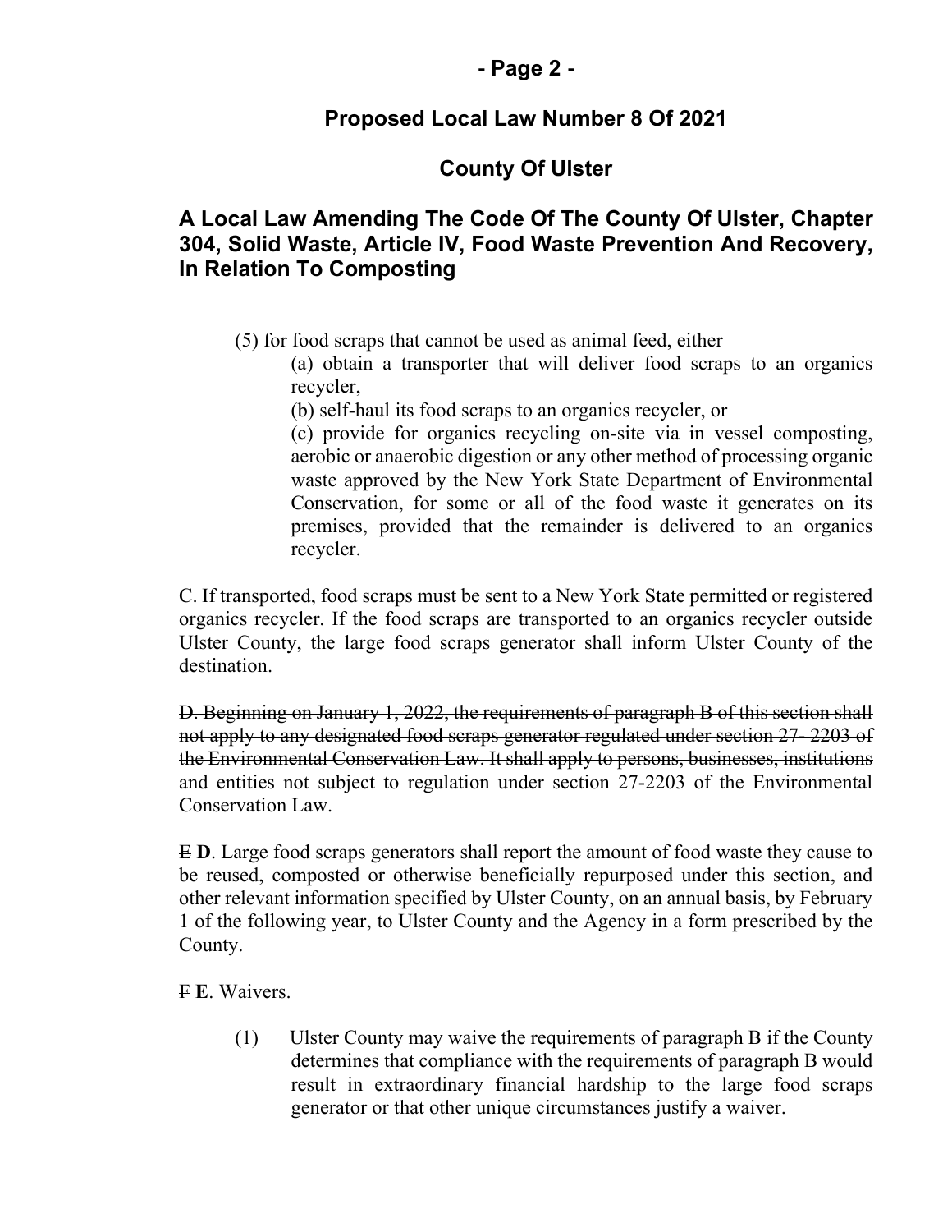(5) for food scraps that cannot be used as animal feed, either

(a) obtain a transporter that will deliver food scraps to an organics recycler,

(b) self-haul its food scraps to an organics recycler, or

(c) provide for organics recycling on-site via in vessel composting, aerobic or anaerobic digestion or any other method of processing organic waste approved by the New York State Department of Environmental Conservation, for some or all of the food waste it generates on its premises, provided that the remainder is delivered to an organics recycler.

C. If transported, food scraps must be sent to a New York State permitted or registered organics recycler. If the food scraps are transported to an organics recycler outside Ulster County, the large food scraps generator shall inform Ulster County of the destination.

~~D. Beginning on January 1, 2022, the requirements of paragraph B of this section shall not apply to any designated food scraps generator regulated under section 27- 2203 of the Environmental Conservation Law. It shall apply to persons, businesses, institutions and entities not subject to regulation under section 27-2203 of the Environmental Conservation Law.~~

~~E~~ **D**. Large food scraps generators shall report the amount of food waste they cause to be reused, composted or otherwise beneficially repurposed under this section, and other relevant information specified by Ulster County, on an annual basis, by February 1 of the following year, to Ulster County and the Agency in a form prescribed by the County.

~~F~~ **E**. Waivers.

(1) Ulster County may waive the requirements of paragraph B if the County determines that compliance with the requirements of paragraph B would result in extraordinary financial hardship to the large food scraps generator or that other unique circumstances justify a waiver.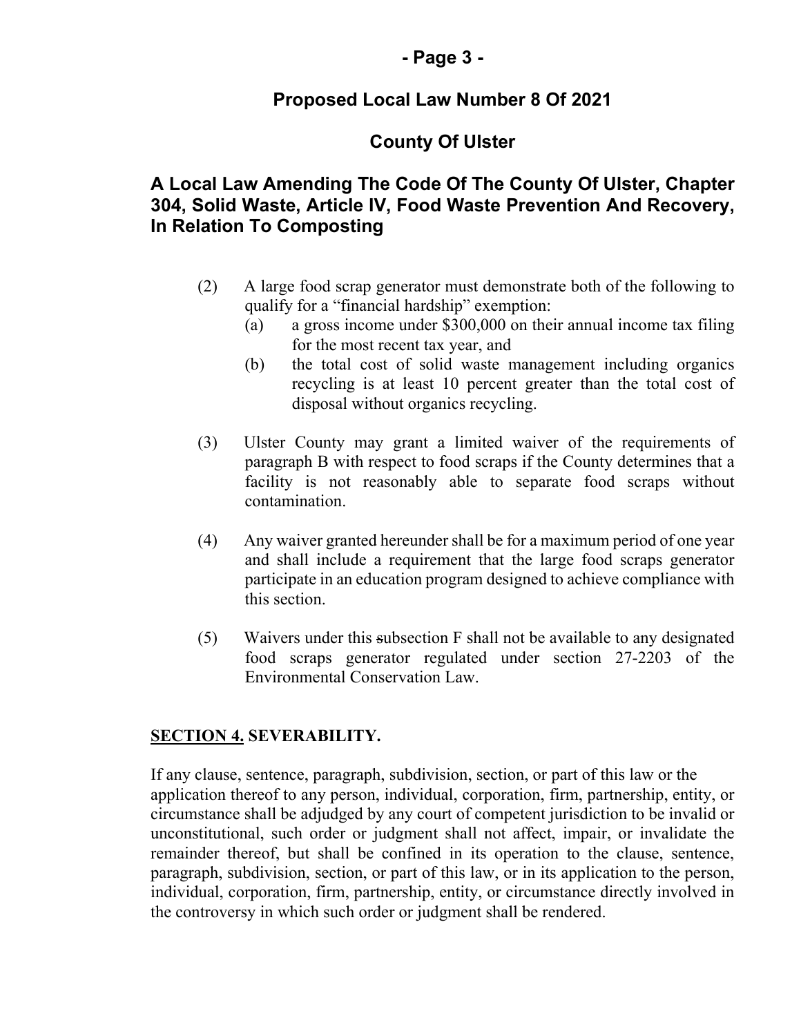# Proposed Local Law Number 8 Of 2021

## County Of Ulster

## A Local Law Amending The Code Of The County Of Ulster, Chapter 304, Solid Waste, Article IV, Food Waste Prevention And Recovery, In Relation To Composting

(2) A large food scrap generator must demonstrate both of the following to qualify for a "financial hardship" exemption:

   (a) a gross income under $300,000 on their annual income tax filing for the most recent tax year, and

   (b) the total cost of solid waste management including organics recycling is at least 10 percent greater than the total cost of disposal without organics recycling.

(3) Ulster County may grant a limited waiver of the requirements of paragraph B with respect to food scraps if the County determines that a facility is not reasonably able to separate food scraps without contamination.

(4) Any waiver granted hereunder shall be for a maximum period of one year and shall include a requirement that the large food scraps generator participate in an education program designed to achieve compliance with this section.

(5) Waivers under this subsection F shall not be available to any designated food scraps generator regulated under section 27-2203 of the Environmental Conservation Law.

**SECTION 4. SEVERABILITY.**

If any clause, sentence, paragraph, subdivision, section, or part of this law or the application thereof to any person, individual, corporation, firm, partnership, entity, or circumstance shall be adjudged by any court of competent jurisdiction to be invalid or unconstitutional, such order or judgment shall not affect, impair, or invalidate the remainder thereof, but shall be confined in its operation to the clause, sentence, paragraph, subdivision, section, or part of this law, or in its application to the person, individual, corporation, firm, partnership, entity, or circumstance directly involved in the controversy in which such order or judgment shall be rendered.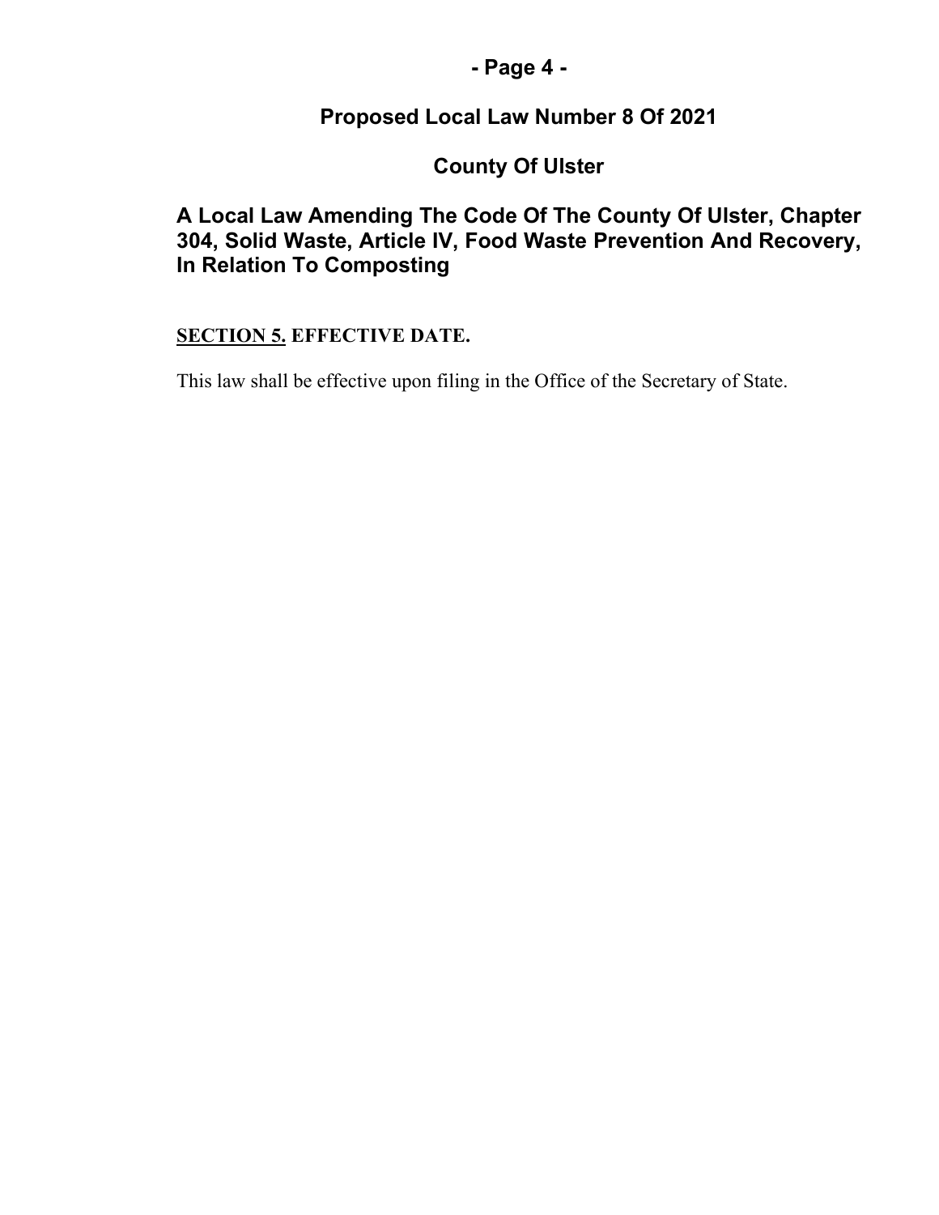# Proposed Local Law Number 8 Of 2021

# County Of Ulster

## A Local Law Amending The Code Of The County Of Ulster, Chapter 304, Solid Waste, Article IV, Food Waste Prevention And Recovery, In Relation To Composting

**SECTION 5. EFFECTIVE DATE.**

This law shall be effective upon filing in the Office of the Secretary of State.